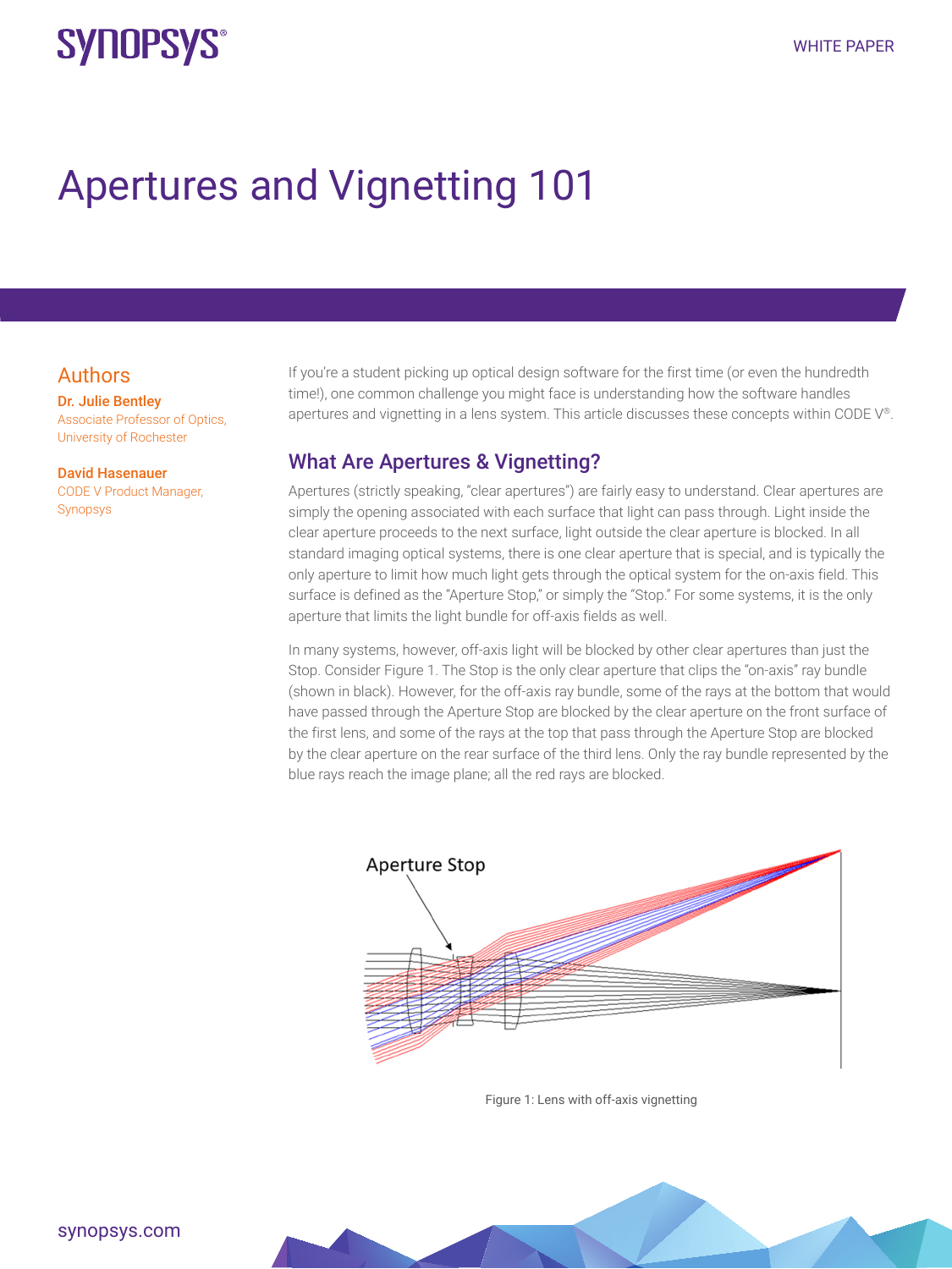# Apertures and Vignetting 101

WHITE PAPER

## Authors

**Dr. Julie Bentley**
Associate Professor of Optics, University of Rochester

**David Hasenauer**
CODE V Product Manager, Synopsys

If you're a student picking up optical design software for the first time (or even the hundredth time!), one common challenge you might face is understanding how the software handles apertures and vignetting in a lens system. This article discusses these concepts within CODE V®.

## What Are Apertures & Vignetting?

Apertures (strictly speaking, "clear apertures") are fairly easy to understand. Clear apertures are simply the opening associated with each surface that light can pass through. Light inside the clear aperture proceeds to the next surface, light outside the clear aperture is blocked. In all standard imaging optical systems, there is one clear aperture that is special, and is typically the only aperture to limit how much light gets through the optical system for the on-axis field. This surface is defined as the "Aperture Stop," or simply the "Stop." For some systems, it is the only aperture that limits the light bundle for off-axis fields as well.

In many systems, however, off-axis light will be blocked by other clear apertures than just the Stop. Consider Figure 1. The Stop is the only clear aperture that clips the "on-axis" ray bundle (shown in black). However, for the off-axis ray bundle, some of the rays at the bottom that would have passed through the Aperture Stop are blocked by the clear aperture on the front surface of the first lens, and some of the rays at the top that pass through the Aperture Stop are blocked by the clear aperture on the rear surface of the third lens. Only the ray bundle represented by the blue rays reach the image plane; all the red rays are blocked.

Figure 1: Lens with off-axis vignetting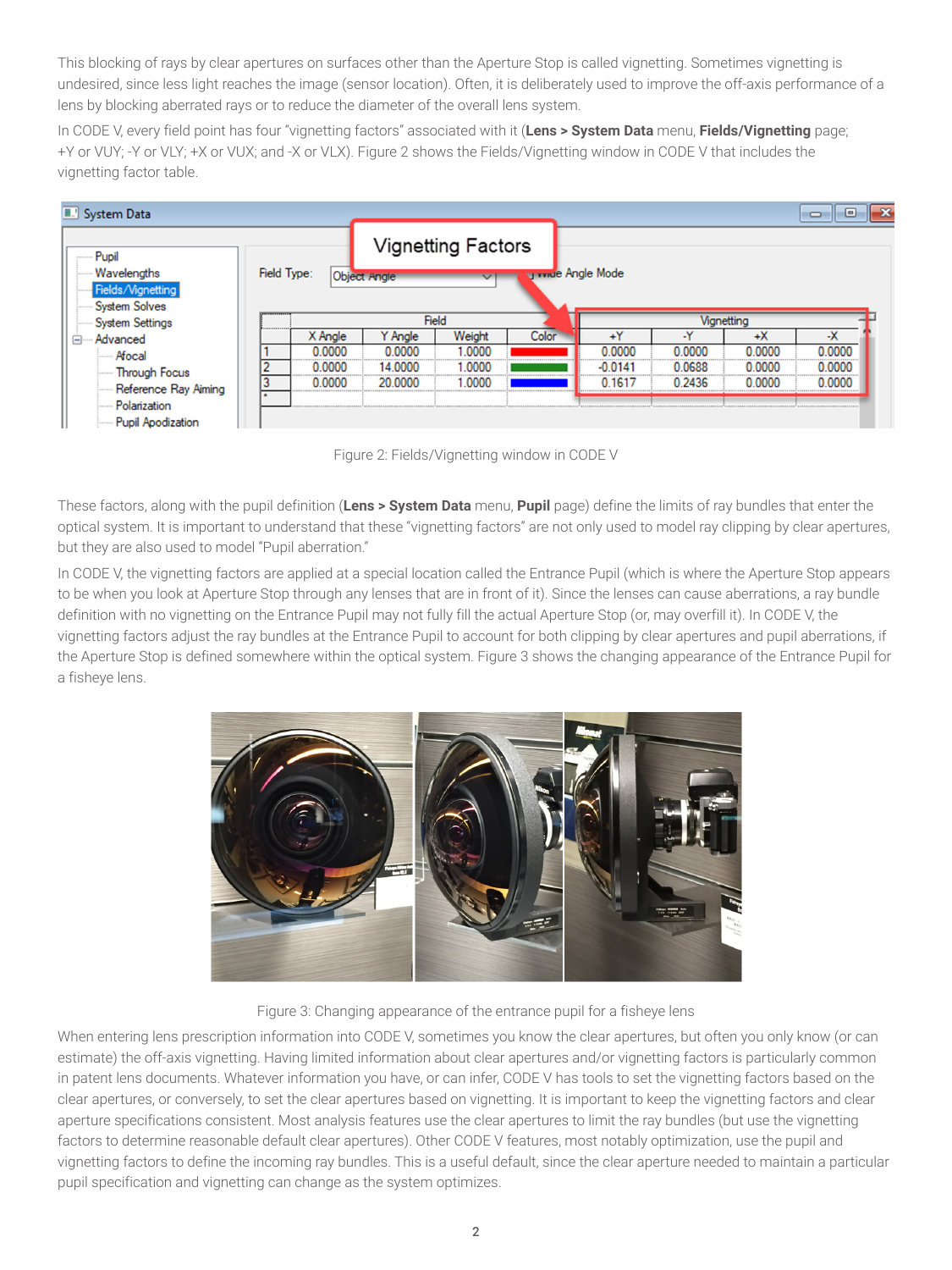This blocking of rays by clear apertures on surfaces other than the Aperture Stop is called vignetting. Sometimes vignetting is undesired, since less light reaches the image (sensor location). Often, it is deliberately used to improve the off-axis performance of a lens by blocking aberrated rays or to reduce the diameter of the overall lens system.

In CODE V, every field point has four "vignetting factors" associated with it (**Lens > System Data** menu, **Fields/Vignetting** page; +Y or VUY; -Y or VLY; +X or VUX; and -X or VLX). Figure 2 shows the Fields/Vignetting window in CODE V that includes the vignetting factor table.

Figure 2: Fields/Vignetting window in CODE V

These factors, along with the pupil definition (**Lens > System Data** menu, **Pupil** page) define the limits of ray bundles that enter the optical system. It is important to understand that these "vignetting factors" are not only used to model ray clipping by clear apertures, but they are also used to model "Pupil aberration."

In CODE V, the vignetting factors are applied at a special location called the Entrance Pupil (which is where the Aperture Stop appears to be when you look at Aperture Stop through any lenses that are in front of it). Since the lenses can cause aberrations, a ray bundle definition with no vignetting on the Entrance Pupil may not fully fill the actual Aperture Stop (or, may overfill it). In CODE V, the vignetting factors adjust the ray bundles at the Entrance Pupil to account for both clipping by clear apertures and pupil aberrations, if the Aperture Stop is defined somewhere within the optical system. Figure 3 shows the changing appearance of the Entrance Pupil for a fisheye lens.

Figure 3: Changing appearance of the entrance pupil for a fisheye lens

When entering lens prescription information into CODE V, sometimes you know the clear apertures, but often you only know (or can estimate) the off-axis vignetting. Having limited information about clear apertures and/or vignetting factors is particularly common in patent lens documents. Whatever information you have, or can infer, CODE V has tools to set the vignetting factors based on the clear apertures, or conversely, to set the clear apertures based on vignetting. It is important to keep the vignetting factors and clear aperture specifications consistent. Most analysis features use the clear apertures to limit the ray bundles (but use the vignetting factors to determine reasonable default clear apertures). Other CODE V features, most notably optimization, use the pupil and vignetting factors to define the incoming ray bundles. This is a useful default, since the clear aperture needed to maintain a particular pupil specification and vignetting can change as the system optimizes.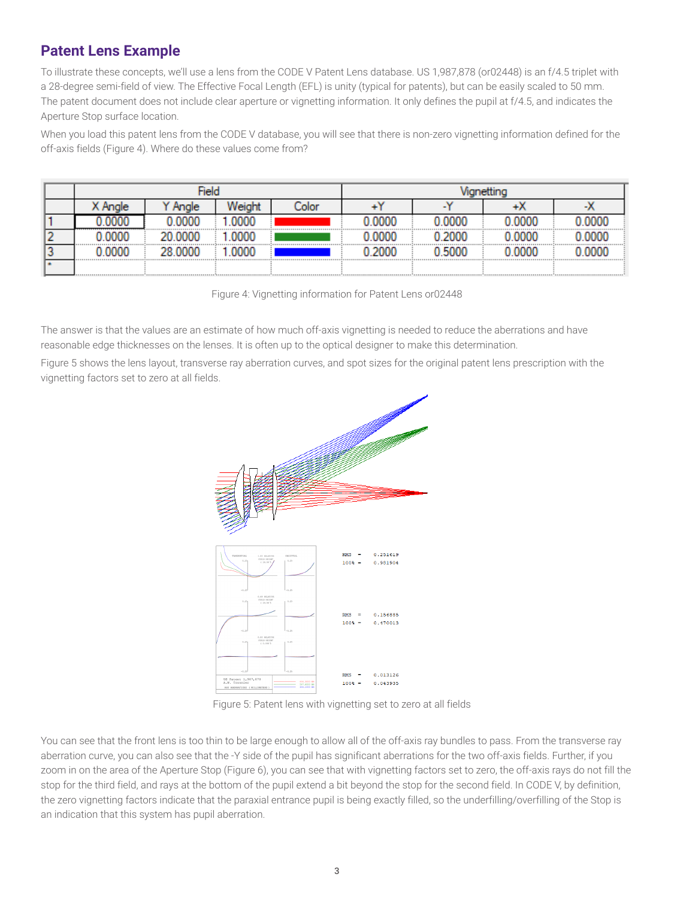## Patent Lens Example

To illustrate these concepts, we'll use a lens from the CODE V Patent Lens database. US 1,987,878 (or02448) is an f/4.5 triplet with a 28-degree semi-field of view. The Effective Focal Length (EFL) is unity (typical for patents), but can be easily scaled to 50 mm. The patent document does not include clear aperture or vignetting information. It only defines the pupil at f/4.5, and indicates the Aperture Stop surface location.

When you load this patent lens from the CODE V database, you will see that there is non-zero vignetting information defined for the off-axis fields (Figure 4). Where do these values come from?

| | Field | | | | Vignetting | | | |
|---|---|---|---|---|---|---|---|---|
| | X Angle | Y Angle | Weight | Color | +Y | -Y | +X | -X |
| 1 | 0.0000 | 0.0000 | 1.0000 | | 0.0000 | 0.0000 | 0.0000 | 0.0000 |
| 2 | 0.0000 | 20.0000 | 1.0000 | | 0.0000 | 0.2000 | 0.0000 | 0.0000 |
| 3 | 0.0000 | 28.0000 | 1.0000 | | 0.2000 | 0.5000 | 0.0000 | 0.0000 |
| * | | | | | | | | |

Figure 4: Vignetting information for Patent Lens or02448

The answer is that the values are an estimate of how much off-axis vignetting is needed to reduce the aberrations and have reasonable edge thicknesses on the lenses. It is often up to the optical designer to make this determination.

Figure 5 shows the lens layout, transverse ray aberration curves, and spot sizes for the original patent lens prescription with the vignetting factors set to zero at all fields.

RMS = 0.251619
100% = 0.981904

RMS = 0.156885
100% = 0.470013

RMS = 0.013126
100% = 0.043935

Figure 5: Patent lens with vignetting set to zero at all fields

You can see that the front lens is too thin to be large enough to allow all of the off-axis ray bundles to pass. From the transverse ray aberration curve, you can also see that the -Y side of the pupil has significant aberrations for the two off-axis fields. Further, if you zoom in on the area of the Aperture Stop (Figure 6), you can see that with vignetting factors set to zero, the off-axis rays do not fill the stop for the third field, and rays at the bottom of the pupil extend a bit beyond the stop for the second field. In CODE V, by definition, the zero vignetting factors indicate that the paraxial entrance pupil is being exactly filled, so the underfilling/overfilling of the Stop is an indication that this system has pupil aberration.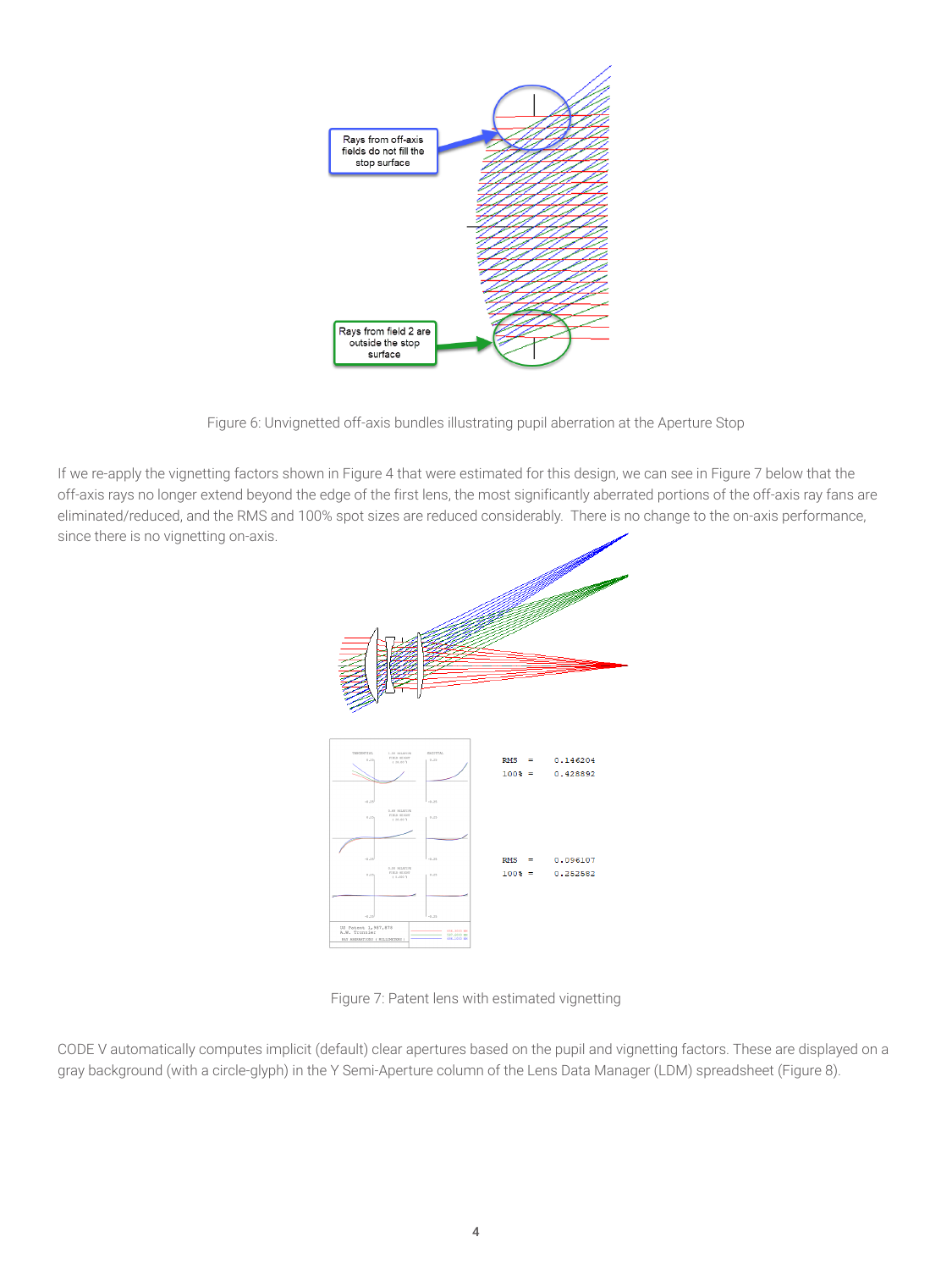Figure 6: Unvignetted off-axis bundles illustrating pupil aberration at the Aperture Stop

If we re-apply the vignetting factors shown in Figure 4 that were estimated for this design, we can see in Figure 7 below that the off-axis rays no longer extend beyond the edge of the first lens, the most significantly aberrated portions of the off-axis ray fans are eliminated/reduced, and the RMS and 100% spot sizes are reduced considerably. There is no change to the on-axis performance, since there is no vignetting on-axis.

Figure 7: Patent lens with estimated vignetting

CODE V automatically computes implicit (default) clear apertures based on the pupil and vignetting factors. These are displayed on a gray background (with a circle-glyph) in the Y Semi-Aperture column of the Lens Data Manager (LDM) spreadsheet (Figure 8).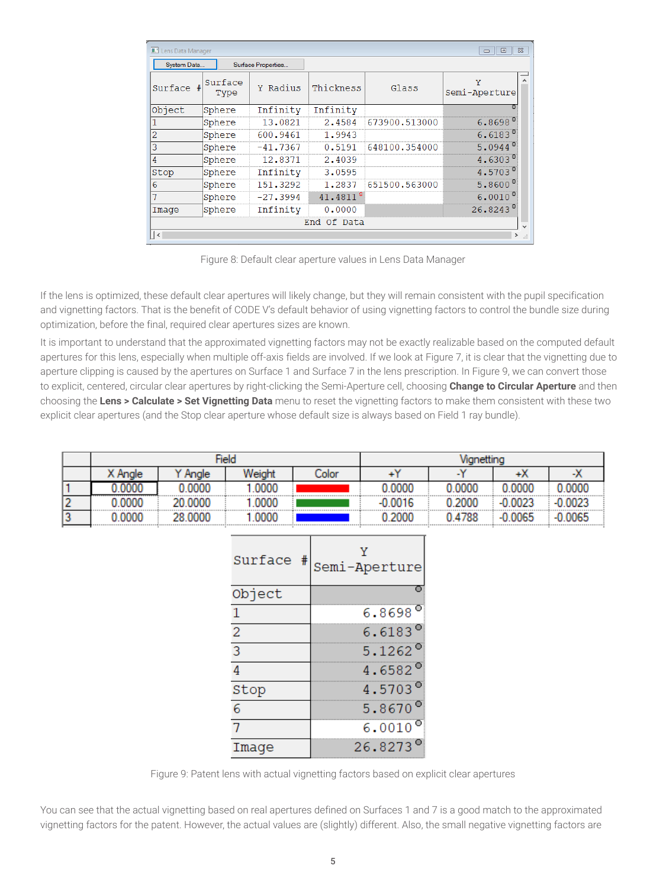| Surface # | Surface Type | Y Radius | Thickness | Glass | Y Semi-Aperture |
|---|---|---|---|---|---|
| Object | Sphere | Infinity | Infinity | | |
| 1 | Sphere | 13.0821 | 2.4584 | 673900.513000 | 6.8698 |
| 2 | Sphere | 600.9461 | 1.9943 | | 6.6183 |
| 3 | Sphere | -41.7367 | 0.5191 | 648100.354000 | 5.0944 |
| 4 | Sphere | 12.8371 | 2.4039 | | 4.6303 |
| Stop | Sphere | Infinity | 3.0595 | | 4.5703 |
| 6 | Sphere | 151.3292 | 1.2837 | 651500.563000 | 5.8600 |
| 7 | Sphere | -27.3994 | 41.4811 | | 6.0010 |
| Image | Sphere | Infinity | 0.0000 | | 26.8243 |
| | | | End Of Data | | |

Figure 8: Default clear aperture values in Lens Data Manager

If the lens is optimized, these default clear apertures will likely change, but they will remain consistent with the pupil specification and vignetting factors. That is the benefit of CODE V's default behavior of using vignetting factors to control the bundle size during optimization, before the final, required clear apertures sizes are known.

It is important to understand that the approximated vignetting factors may not be exactly realizable based on the computed default apertures for this lens, especially when multiple off-axis fields are involved. If we look at Figure 7, it is clear that the vignetting due to aperture clipping is caused by the apertures on Surface 1 and Surface 7 in the lens prescription. In Figure 9, we can convert those to explicit, centered, circular clear apertures by right-clicking the Semi-Aperture cell, choosing **Change to Circular Aperture** and then choosing the **Lens > Calculate > Set Vignetting Data** menu to reset the vignetting factors to make them consistent with these two explicit clear apertures (and the Stop clear aperture whose default size is always based on Field 1 ray bundle).

| | Field | | | | Vignetting | | | |
|---|---|---|---|---|---|---|---|---|
| | X Angle | Y Angle | Weight | Color | +Y | -Y | +X | -X |
| 1 | 0.0000 | 0.0000 | 1.0000 | | 0.0000 | 0.0000 | 0.0000 | 0.0000 |
| 2 | 0.0000 | 20.0000 | 1.0000 | | -0.0016 | 0.2000 | -0.0023 | -0.0023 |
| 3 | 0.0000 | 28.0000 | 1.0000 | | 0.2000 | 0.4788 | -0.0065 | -0.0065 |

| Surface # | Y Semi-Aperture |
|---|---|
| Object | |
| 1 | 6.8698 |
| 2 | 6.6183 |
| 3 | 5.1262 |
| 4 | 4.6582 |
| Stop | 4.5703 |
| 6 | 5.8670 |
| 7 | 6.0010 |
| Image | 26.8273 |

Figure 9: Patent lens with actual vignetting factors based on explicit clear apertures

You can see that the actual vignetting based on real apertures defined on Surfaces 1 and 7 is a good match to the approximated vignetting factors for the patent. However, the actual values are (slightly) different. Also, the small negative vignetting factors are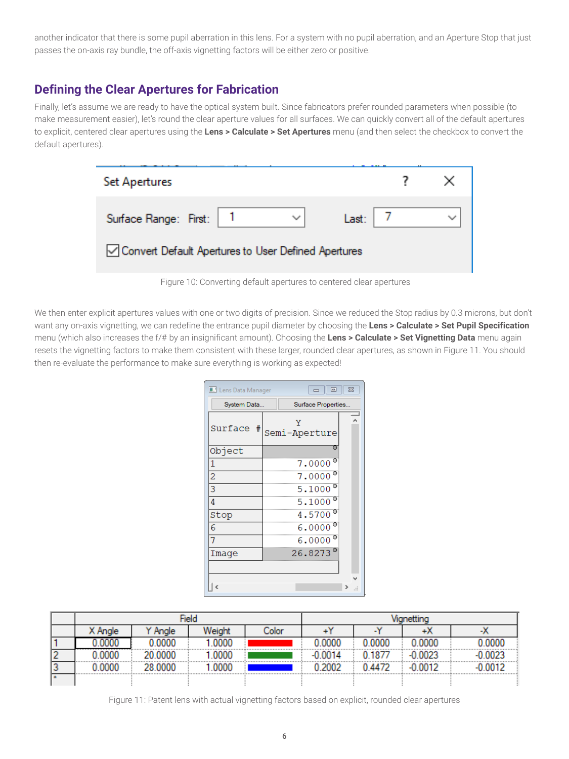another indicator that there is some pupil aberration in this lens. For a system with no pupil aberration, and an Aperture Stop that just passes the on-axis ray bundle, the off-axis vignetting factors will be either zero or positive.

## Defining the Clear Apertures for Fabrication

Finally, let's assume we are ready to have the optical system built. Since fabricators prefer rounded parameters when possible (to make measurement easier), let's round the clear aperture values for all surfaces. We can quickly convert all of the default apertures to explicit, centered clear apertures using the **Lens > Calculate > Set Apertures** menu (and then select the checkbox to convert the default apertures).

Set Apertures

Surface Range: First: 1 Last: 7

☑ Convert Default Apertures to User Defined Apertures

Figure 10: Converting default apertures to centered clear apertures

We then enter explicit apertures values with one or two digits of precision. Since we reduced the Stop radius by 0.3 microns, but don't want any on-axis vignetting, we can redefine the entrance pupil diameter by choosing the **Lens > Calculate > Set Pupil Specification** menu (which also increases the f/# by an insignificant amount). Choosing the **Lens > Calculate > Set Vignetting Data** menu again resets the vignetting factors to make them consistent with these larger, rounded clear apertures, as shown in Figure 11. You should then re-evaluate the performance to make sure everything is working as expected!

| Surface # | Y Semi-Aperture |
|---|---|
| Object | |
| 1 | 7.0000 |
| 2 | 7.0000 |
| 3 | 5.1000 |
| 4 | 5.1000 |
| Stop | 4.5700 |
| 6 | 6.0000 |
| 7 | 6.0000 |
| Image | 26.8273 |

| | Field | | | | Vignetting | | | |
|---|---|---|---|---|---|---|---|---|
| | X Angle | Y Angle | Weight | Color | +Y | -Y | +X | -X |
| 1 | 0.0000 | 0.0000 | 1.0000 | Red | 0.0000 | 0.0000 | 0.0000 | 0.0000 |
| 2 | 0.0000 | 20.0000 | 1.0000 | Green | -0.0014 | 0.1877 | -0.0023 | -0.0023 |
| 3 | 0.0000 | 28.0000 | 1.0000 | Blue | 0.2002 | 0.4472 | -0.0012 | -0.0012 |

Figure 11: Patent lens with actual vignetting factors based on explicit, rounded clear apertures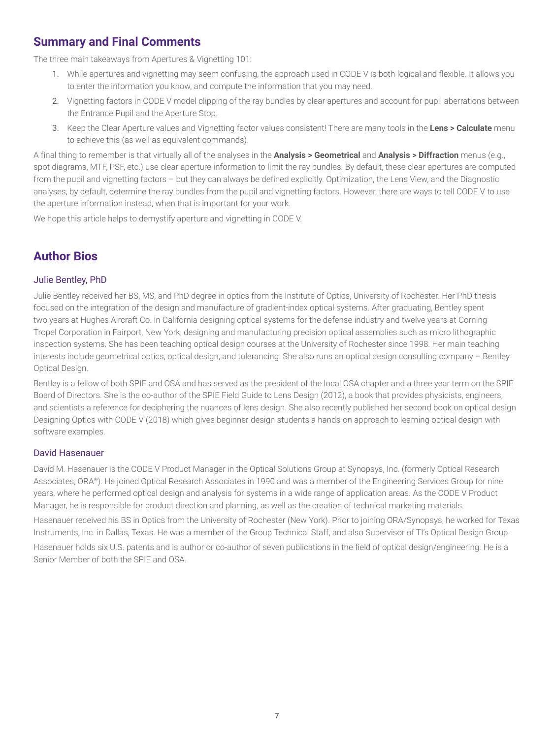## Summary and Final Comments

The three main takeaways from Apertures & Vignetting 101:

1. While apertures and vignetting may seem confusing, the approach used in CODE V is both logical and flexible. It allows you to enter the information you know, and compute the information that you may need.
2. Vignetting factors in CODE V model clipping of the ray bundles by clear apertures and account for pupil aberrations between the Entrance Pupil and the Aperture Stop.
3. Keep the Clear Aperture values and Vignetting factor values consistent! There are many tools in the **Lens > Calculate** menu to achieve this (as well as equivalent commands).

A final thing to remember is that virtually all of the analyses in the **Analysis > Geometrical** and **Analysis > Diffraction** menus (e.g., spot diagrams, MTF, PSF, etc.) use clear aperture information to limit the ray bundles. By default, these clear apertures are computed from the pupil and vignetting factors – but they can always be defined explicitly. Optimization, the Lens View, and the Diagnostic analyses, by default, determine the ray bundles from the pupil and vignetting factors. However, there are ways to tell CODE V to use the aperture information instead, when that is important for your work.

We hope this article helps to demystify aperture and vignetting in CODE V.

## Author Bios

### Julie Bentley, PhD

Julie Bentley received her BS, MS, and PhD degree in optics from the Institute of Optics, University of Rochester. Her PhD thesis focused on the integration of the design and manufacture of gradient-index optical systems. After graduating, Bentley spent two years at Hughes Aircraft Co. in California designing optical systems for the defense industry and twelve years at Corning Tropel Corporation in Fairport, New York, designing and manufacturing precision optical assemblies such as micro lithographic inspection systems. She has been teaching optical design courses at the University of Rochester since 1998. Her main teaching interests include geometrical optics, optical design, and tolerancing. She also runs an optical design consulting company – Bentley Optical Design.

Bentley is a fellow of both SPIE and OSA and has served as the president of the local OSA chapter and a three year term on the SPIE Board of Directors. She is the co-author of the SPIE Field Guide to Lens Design (2012), a book that provides physicists, engineers, and scientists a reference for deciphering the nuances of lens design. She also recently published her second book on optical design Designing Optics with CODE V (2018) which gives beginner design students a hands-on approach to learning optical design with software examples.

### David Hasenauer

David M. Hasenauer is the CODE V Product Manager in the Optical Solutions Group at Synopsys, Inc. (formerly Optical Research Associates, ORA®). He joined Optical Research Associates in 1990 and was a member of the Engineering Services Group for nine years, where he performed optical design and analysis for systems in a wide range of application areas. As the CODE V Product Manager, he is responsible for product direction and planning, as well as the creation of technical marketing materials.

Hasenauer received his BS in Optics from the University of Rochester (New York). Prior to joining ORA/Synopsys, he worked for Texas Instruments, Inc. in Dallas, Texas. He was a member of the Group Technical Staff, and also Supervisor of TI's Optical Design Group.

Hasenauer holds six U.S. patents and is author or co-author of seven publications in the field of optical design/engineering. He is a Senior Member of both the SPIE and OSA.